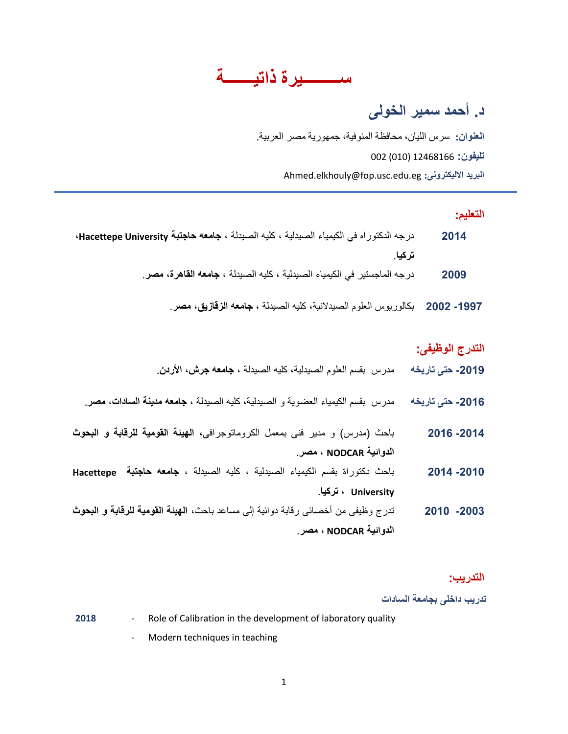# ســــــيرة ذاتيـــــة

## د. أحمد سمير الخولى

**العنوان:** سرس الليان، محافظة المنوفية، جمهورية مصر العربية.

**تليفون:** 002 (010) 12468166

**البريد الاليكترونى:** Ahmed.elkhouly@fop.usc.edu.eg

---

### التعليم:

**2014** درجه الدكتوراه في الكيمياء الصيدلية ، كليه الصيدلة ، **جامعه حاجتبة Hacettepe University، تركيا**.

**2009** درجه الماجستير في الكيمياء الصيدلية ، كليه الصيدلة ، **جامعه القاهرة، مصر**.

**1997- 2002** بكالوريوس العلوم الصيدلانية، كليه الصيدلة ، **جامعه الزقازيق، مصر**.

### التدرج الوظيفى:

**2019- حتى تاريخه** مدرس بقسم العلوم الصيدلية، كليه الصيدلة ، **جامعه جرش، الأردن**.

**2016- حتى تاريخه** مدرس بقسم الكيمياء العضوية و الصيدلية، كليه الصيدلة ، **جامعه مدينة السادات، مصر**.

**2014- 2016** باحث (مدرس) و مدير فنى بمعمل الكروماتوجرافى، **الهيئة القومية للرقابة و البحوث الدوائية NODCAR ، مصر**.

**2010- 2014** باحث دكتوراة بقسم الكيمياء الصيدلية ، كليه الصيدلة ، **جامعه حاجتبة Hacettepe University ، تركيا**.

**2003- 2010** تدرج وظيفى من أخصائى رقابة دوائية إلى مساعد باحث، **الهيئة القومية للرقابة و البحوث الدوائية NODCAR ، مصر**.

### التدريب:

**تدريب داخلى بجامعة السادات**

**2018**
- Role of Calibration in the development of laboratory quality
- Modern techniques in teaching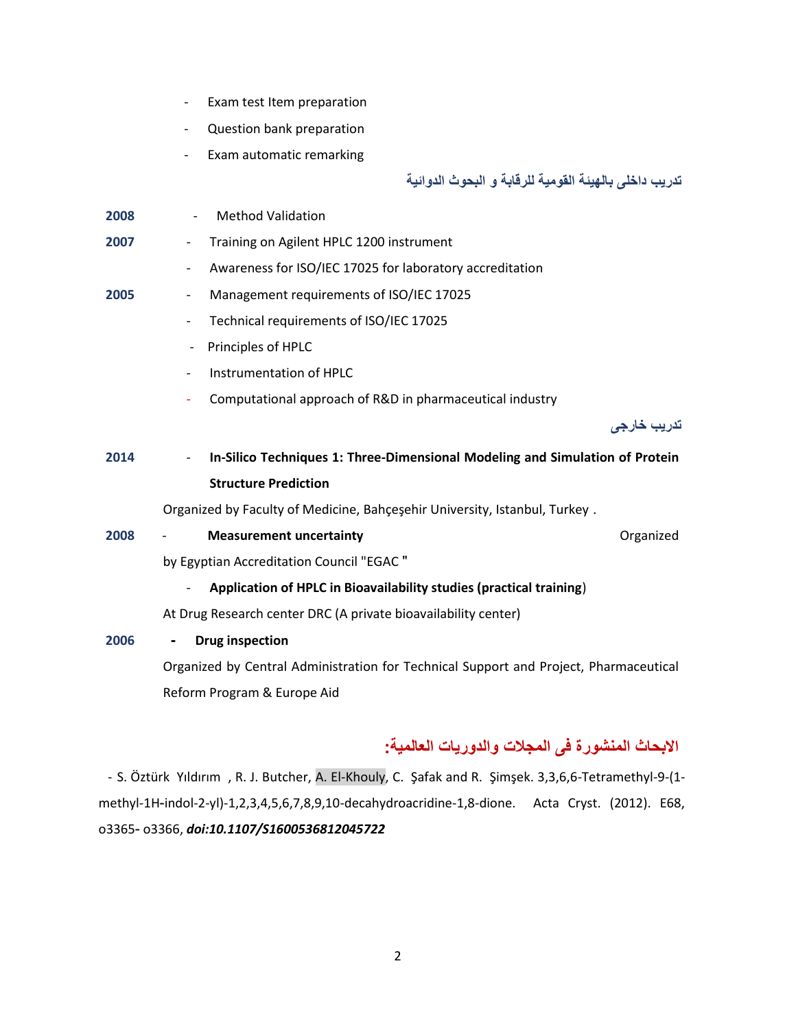- Exam test Item preparation
- Question bank preparation
- Exam automatic remarking

### تدريب داخلى بالهيئة القومية للرقابة و البحوث الدوائية

**2008** - Method Validation

**2007** - Training on Agilent HPLC 1200 instrument

- Awareness for ISO/IEC 17025 for laboratory accreditation

**2005** - Management requirements of ISO/IEC 17025

- Technical requirements of ISO/IEC 17025
- Principles of HPLC
- Instrumentation of HPLC
- Computational approach of R&D in pharmaceutical industry

### تدريب خارجى

**2014** - **In-Silico Techniques 1: Three-Dimensional Modeling and Simulation of Protein Structure Prediction**

Organized by Faculty of Medicine, Bahçeşehir University, Istanbul, Turkey .

**2008** - **Measurement uncertainty** Organized by Egyptian Accreditation Council "EGAC "

- **Application of HPLC in Bioavailability studies (practical training**)

At Drug Research center DRC (A private bioavailability center)

**2006** - **Drug inspection**

Organized by Central Administration for Technical Support and Project, Pharmaceutical Reform Program & Europe Aid

## الابحاث المنشورة فى المجلات والدوريات العالمية:

- S. Öztürk Yıldırım , R. J. Butcher, A. El-Khouly, C. Şafak and R. Şimşek. 3,3,6,6-Tetramethyl-9-(1-methyl-1H-indol-2-yl)-1,2,3,4,5,6,7,8,9,10-decahydroacridine-1,8-dione. Acta Cryst. (2012). E68, o3365- o3366, ***doi:10.1107/S1600536812045722***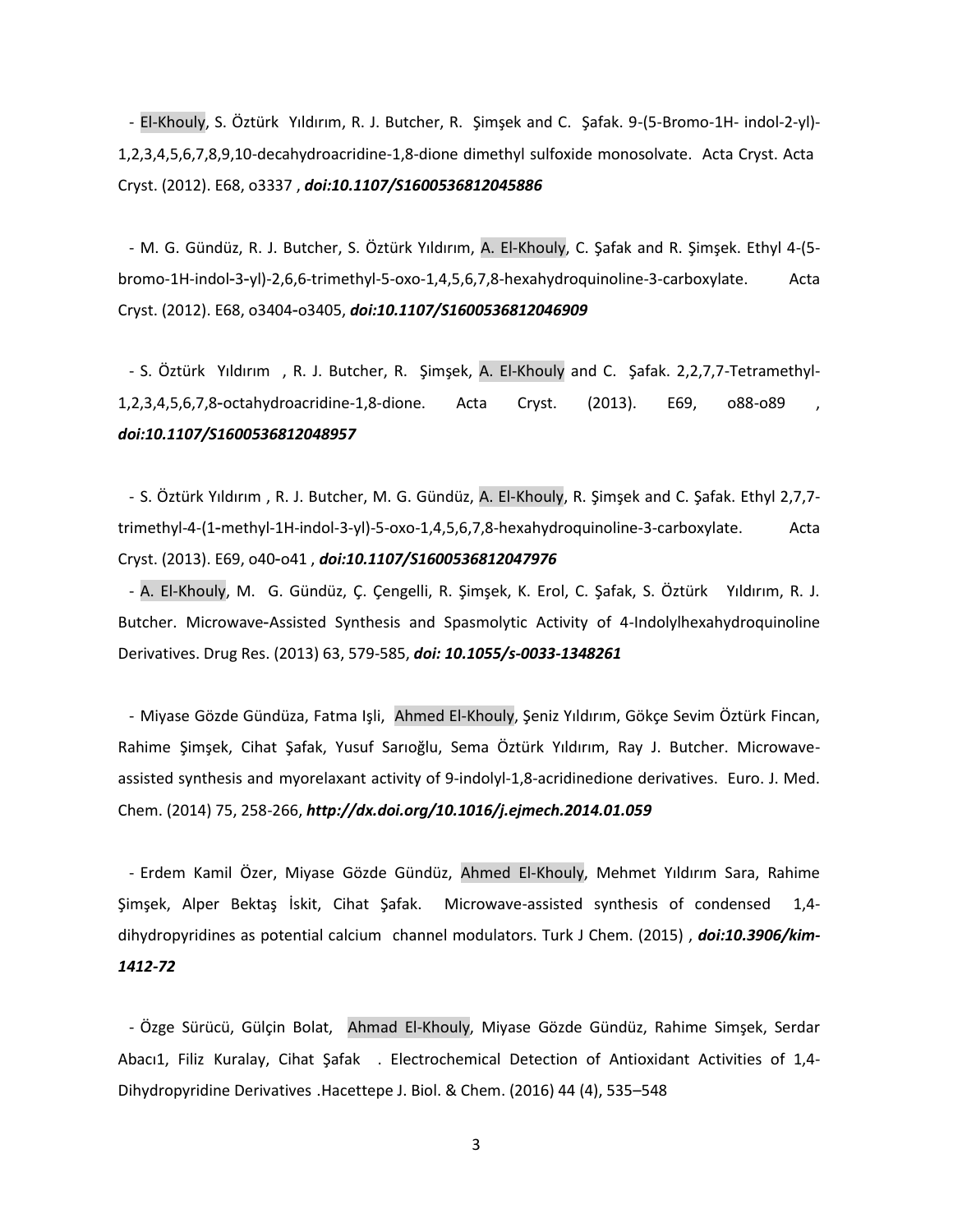- El-Khouly, S. Öztürk Yıldırım, R. J. Butcher, R. Şimşek and C. Şafak. 9-(5-Bromo-1H- indol-2-yl)-1,2,3,4,5,6,7,8,9,10-decahydroacridine-1,8-dione dimethyl sulfoxide monosolvate. Acta Cryst. Acta Cryst. (2012). E68, o3337 , ***doi:10.1107/S1600536812045886***

- M. G. Gündüz, R. J. Butcher, S. Öztürk Yıldırım, A. El-Khouly, C. Şafak and R. Şimşek. Ethyl 4-(5-bromo-1H-indol-3-yl)-2,6,6-trimethyl-5-oxo-1,4,5,6,7,8-hexahydroquinoline-3-carboxylate. Acta Cryst. (2012). E68, o3404-o3405, ***doi:10.1107/S1600536812046909***

- S. Öztürk Yıldırım , R. J. Butcher, R. Şimşek, A. El-Khouly and C. Şafak. 2,2,7,7-Tetramethyl-1,2,3,4,5,6,7,8-octahydroacridine-1,8-dione. Acta Cryst. (2013). E69, o88-o89 , ***doi:10.1107/S1600536812048957***

- S. Öztürk Yıldırım , R. J. Butcher, M. G. Gündüz, A. El-Khouly, R. Şimşek and C. Şafak. Ethyl 2,7,7-trimethyl-4-(1-methyl-1H-indol-3-yl)-5-oxo-1,4,5,6,7,8-hexahydroquinoline-3-carboxylate. Acta Cryst. (2013). E69, o40-o41 , ***doi:10.1107/S1600536812047976***

- A. El-Khouly, M. G. Gündüz, Ç. Çengelli, R. Şimşek, K. Erol, C. Şafak, S. Öztürk Yıldırım, R. J. Butcher. Microwave-Assisted Synthesis and Spasmolytic Activity of 4-Indolylhexahydroquinoline Derivatives. Drug Res. (2013) 63, 579-585, ***doi: 10.1055/s-0033-1348261***

- Miyase Gözde Gündüza, Fatma Işli, Ahmed El-Khouly, Şeniz Yıldırım, Gökçe Sevim Öztürk Fincan, Rahime Şimşek, Cihat Şafak, Yusuf Sarıoğlu, Sema Öztürk Yıldırım, Ray J. Butcher. Microwave-assisted synthesis and myorelaxant activity of 9-indolyl-1,8-acridinedione derivatives. Euro. J. Med. Chem. (2014) 75, 258-266, ***http://dx.doi.org/10.1016/j.ejmech.2014.01.059***

- Erdem Kamil Özer, Miyase Gözde Gündüz, Ahmed El-Khouly, Mehmet Yıldırım Sara, Rahime Şimşek, Alper Bektaş İskit, Cihat Şafak. Microwave-assisted synthesis of condensed 1,4-dihydropyridines as potential calcium channel modulators. Turk J Chem. (2015) , ***doi:10.3906/kim-1412-72***

- Özge Sürücü, Gülçin Bolat, Ahmad El-Khouly, Miyase Gözde Gündüz, Rahime Simşek, Serdar Abacı1, Filiz Kuralay, Cihat Şafak . Electrochemical Detection of Antioxidant Activities of 1,4-Dihydropyridine Derivatives .Hacettepe J. Biol. & Chem. (2016) 44 (4), 535–548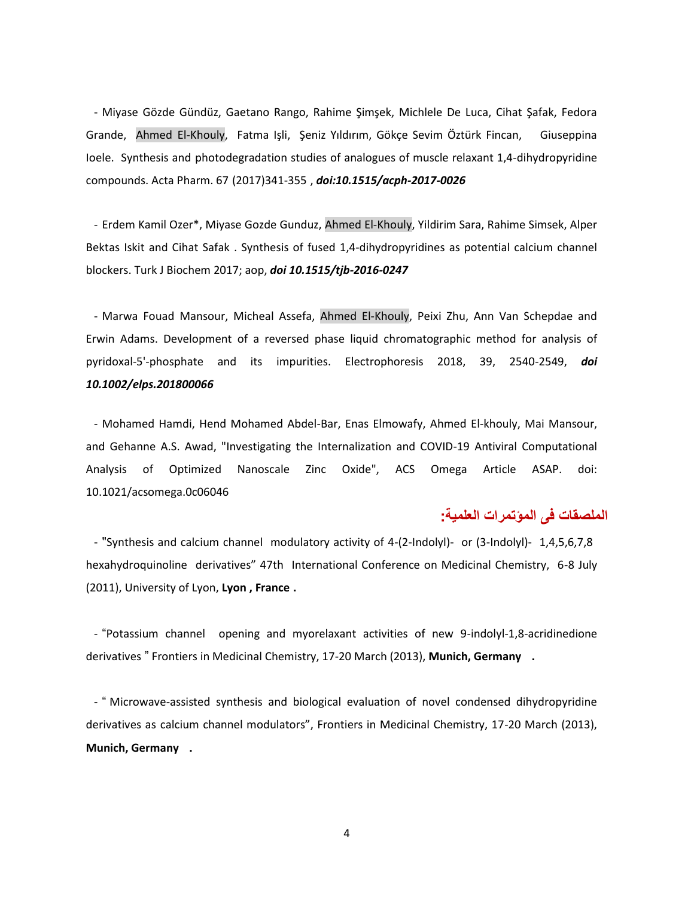- Miyase Gözde Gündüz, Gaetano Rango, Rahime Şimşek, Michlele De Luca, Cihat Şafak, Fedora Grande, Ahmed El-Khouly, Fatma Işli, Şeniz Yıldırım, Gökçe Sevim Öztürk Fincan, Giuseppina Ioele. Synthesis and photodegradation studies of analogues of muscle relaxant 1,4-dihydropyridine compounds. Acta Pharm. 67 (2017)341-355 , ***doi:10.1515/acph-2017-0026***

- Erdem Kamil Ozer*, Miyase Gozde Gunduz, Ahmed El-Khouly, Yildirim Sara, Rahime Simsek, Alper Bektas Iskit and Cihat Safak . Synthesis of fused 1,4-dihydropyridines as potential calcium channel blockers. Turk J Biochem 2017; aop, ***doi 10.1515/tjb-2016-0247***

- Marwa Fouad Mansour, Micheal Assefa, Ahmed El-Khouly, Peixi Zhu, Ann Van Schepdae and Erwin Adams. Development of a reversed phase liquid chromatographic method for analysis of pyridoxal-5'-phosphate and its impurities. Electrophoresis 2018, 39, 2540-2549, ***doi 10.1002/elps.201800066***

- Mohamed Hamdi, Hend Mohamed Abdel-Bar, Enas Elmowafy, Ahmed El-khouly, Mai Mansour, and Gehanne A.S. Awad, "Investigating the Internalization and COVID-19 Antiviral Computational Analysis of Optimized Nanoscale Zinc Oxide", ACS Omega Article ASAP. doi: 10.1021/acsomega.0c06046

## الملصقات فى المؤتمرات العلمية:

- "Synthesis and calcium channel modulatory activity of 4-(2-Indolyl)- or (3-Indolyl)- 1,4,5,6,7,8 hexahydroquinoline derivatives" 47th International Conference on Medicinal Chemistry, 6-8 July (2011), University of Lyon, **Lyon , France .**

- "Potassium channel opening and myorelaxant activities of new 9-indolyl-1,8-acridinedione derivatives " Frontiers in Medicinal Chemistry, 17-20 March (2013), **Munich, Germany .**

- " Microwave-assisted synthesis and biological evaluation of novel condensed dihydropyridine derivatives as calcium channel modulators", Frontiers in Medicinal Chemistry, 17-20 March (2013), **Munich, Germany .**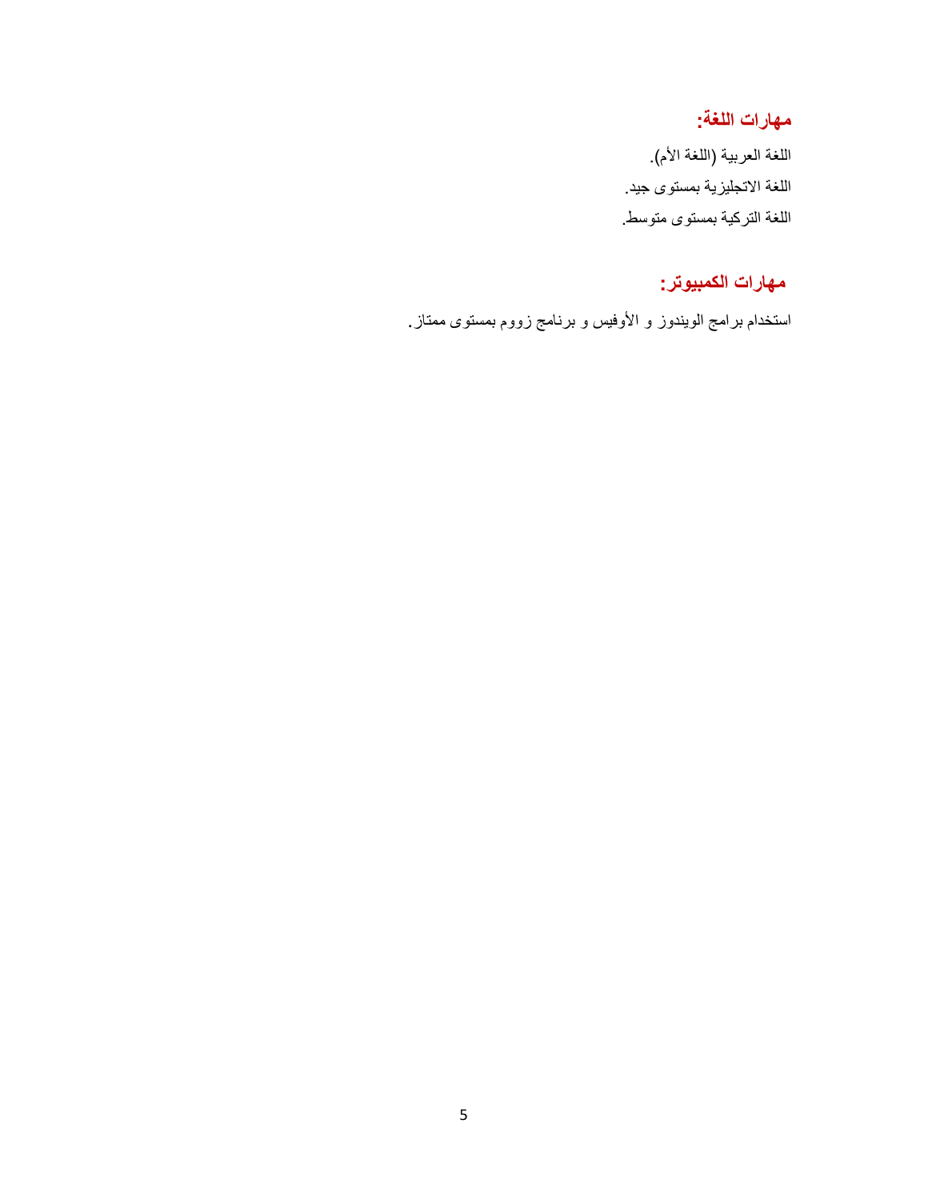## مهارات اللغة:

اللغة العربية (اللغة الأم).

اللغة الاتجليزية بمستوى جيد.

اللغة التركية بمستوى متوسط.

## مهارات الكمبيوتر:

استخدام برامج الويندوز و الأوفيس و برنامج زووم بمستوى ممتاز.